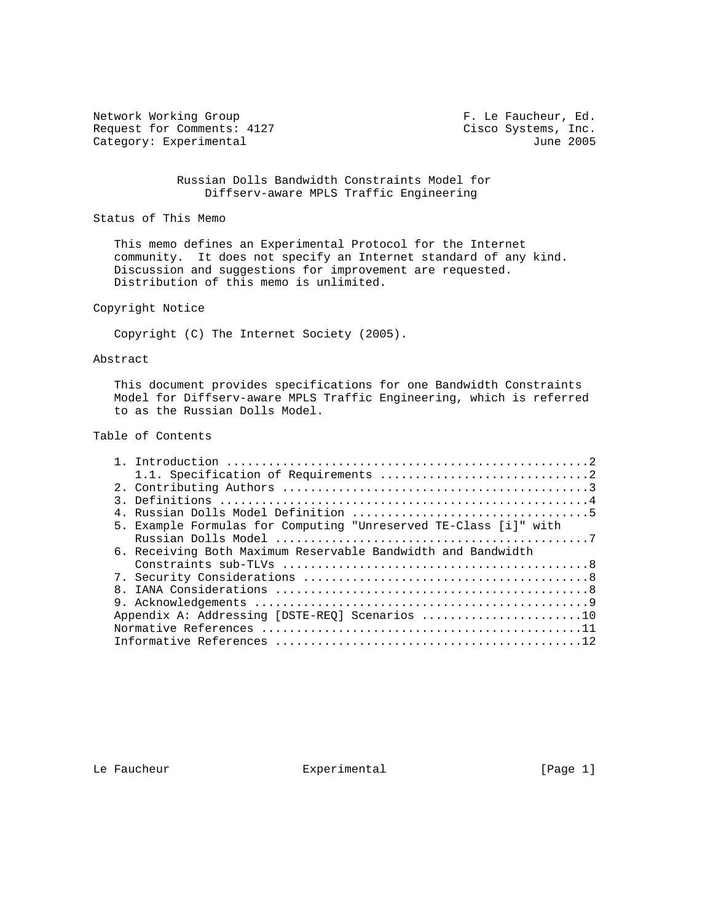Network Working Group F. Le Faucheur, Ed.
Request for Comments: 4127 Cisco Systems, Inc.
Category: Experimental June 2005

# Russian Dolls Bandwidth Constraints Model for Diffserv-aware MPLS Traffic Engineering

## Status of This Memo

This memo defines an Experimental Protocol for the Internet community. It does not specify an Internet standard of any kind. Discussion and suggestions for improvement are requested. Distribution of this memo is unlimited.

## Copyright Notice

Copyright (C) The Internet Society (2005).

## Abstract

This document provides specifications for one Bandwidth Constraints Model for Diffserv-aware MPLS Traffic Engineering, which is referred to as the Russian Dolls Model.

## Table of Contents

```
1. Introduction ....................................................2
   1.1. Specification of Requirements .............................2
2. Contributing Authors ............................................3
3. Definitions .....................................................4
4. Russian Dolls Model Definition ..................................5
5. Example Formulas for Computing "Unreserved TE-Class [i]" with
   Russian Dolls Model .............................................7
6. Receiving Both Maximum Reservable Bandwidth and Bandwidth
   Constraints sub-TLVs ............................................8
7. Security Considerations .........................................8
8. IANA Considerations .............................................8
9. Acknowledgements ................................................9
Appendix A: Addressing [DSTE-REQ] Scenarios .......................10
Normative References ..............................................11
Informative References ............................................12
```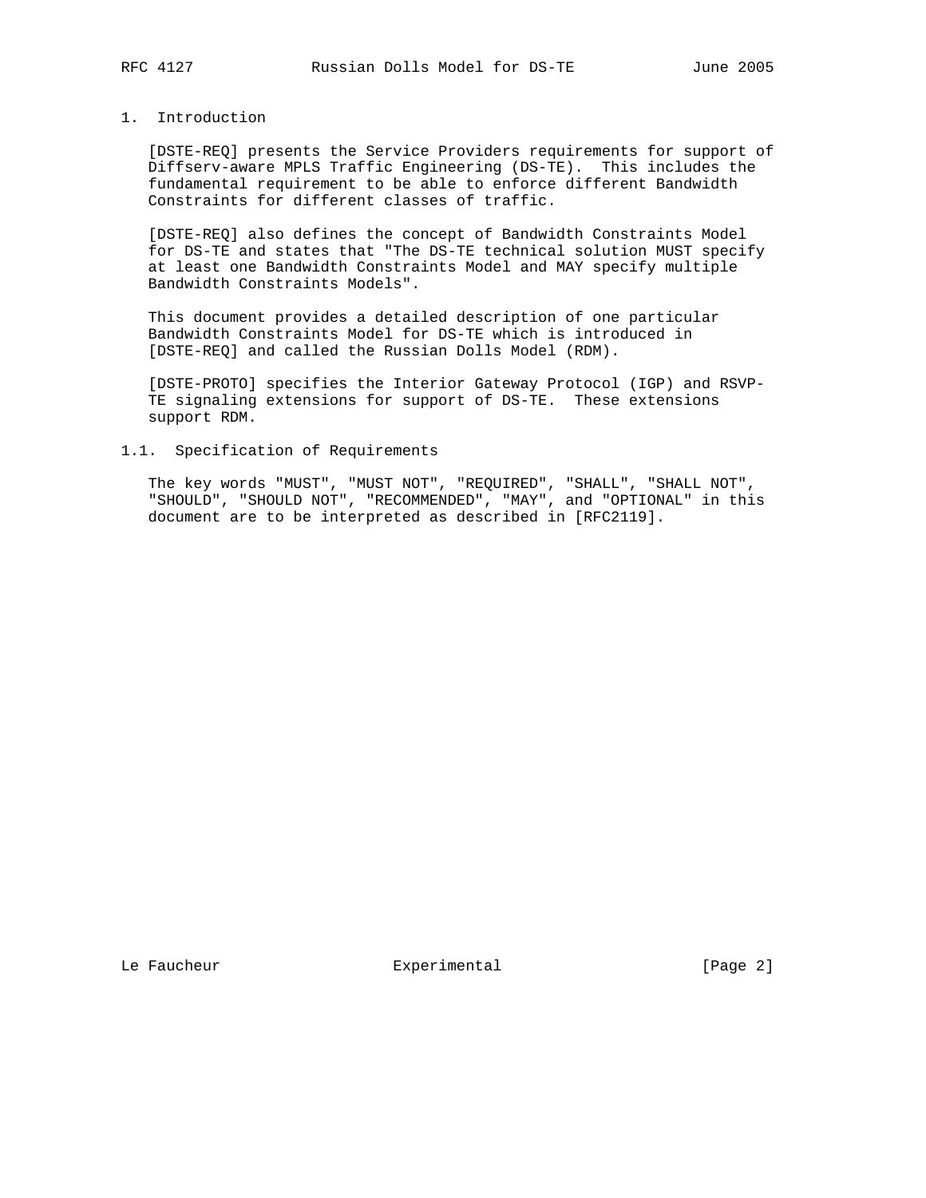## 1. Introduction

[DSTE-REQ] presents the Service Providers requirements for support of Diffserv-aware MPLS Traffic Engineering (DS-TE). This includes the fundamental requirement to be able to enforce different Bandwidth Constraints for different classes of traffic.

[DSTE-REQ] also defines the concept of Bandwidth Constraints Model for DS-TE and states that "The DS-TE technical solution MUST specify at least one Bandwidth Constraints Model and MAY specify multiple Bandwidth Constraints Models".

This document provides a detailed description of one particular Bandwidth Constraints Model for DS-TE which is introduced in [DSTE-REQ] and called the Russian Dolls Model (RDM).

[DSTE-PROTO] specifies the Interior Gateway Protocol (IGP) and RSVP-TE signaling extensions for support of DS-TE. These extensions support RDM.

### 1.1. Specification of Requirements

The key words "MUST", "MUST NOT", "REQUIRED", "SHALL", "SHALL NOT", "SHOULD", "SHOULD NOT", "RECOMMENDED", "MAY", and "OPTIONAL" in this document are to be interpreted as described in [RFC2119].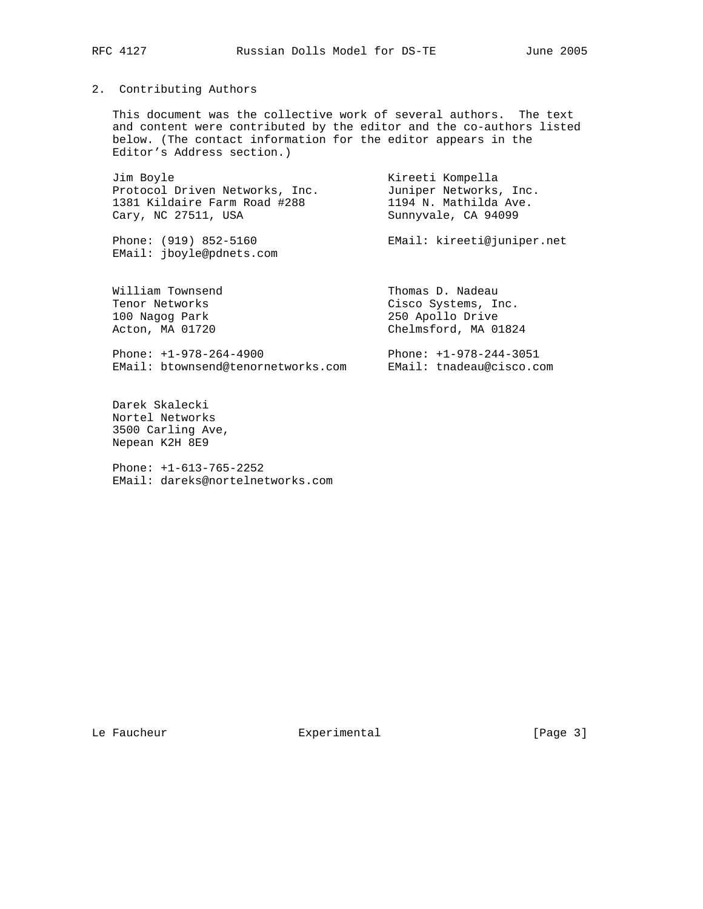## 2. Contributing Authors

This document was the collective work of several authors. The text and content were contributed by the editor and the co-authors listed below. (The contact information for the editor appears in the Editor's Address section.)

Jim Boyle
Protocol Driven Networks, Inc.
1381 Kildaire Farm Road #288
Cary, NC 27511, USA

Phone: (919) 852-5160
EMail: jboyle@pdnets.com

Kireeti Kompella
Juniper Networks, Inc.
1194 N. Mathilda Ave.
Sunnyvale, CA 94099

EMail: kireeti@juniper.net

William Townsend
Tenor Networks
100 Nagog Park
Acton, MA 01720

Phone: +1-978-264-4900
EMail: btownsend@tenornetworks.com

Thomas D. Nadeau
Cisco Systems, Inc.
250 Apollo Drive
Chelmsford, MA 01824

Phone: +1-978-244-3051
EMail: tnadeau@cisco.com

Darek Skalecki
Nortel Networks
3500 Carling Ave,
Nepean K2H 8E9

Phone: +1-613-765-2252
EMail: dareks@nortelnetworks.com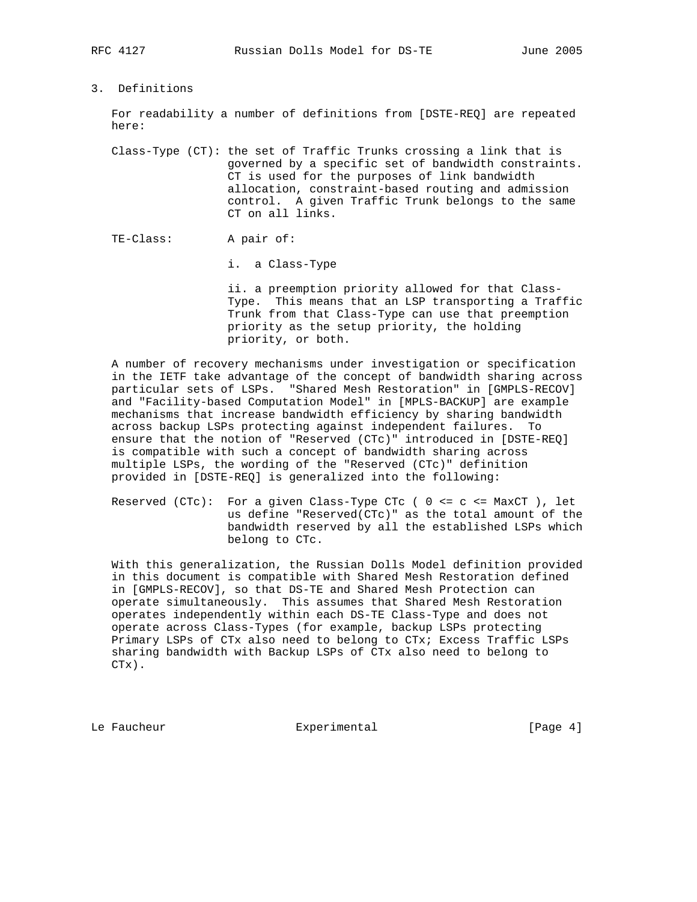## 3. Definitions

For readability a number of definitions from [DSTE-REQ] are repeated here:

**Class-Type (CT):** the set of Traffic Trunks crossing a link that is governed by a specific set of bandwidth constraints. CT is used for the purposes of link bandwidth allocation, constraint-based routing and admission control. A given Traffic Trunk belongs to the same CT on all links.

**TE-Class:** A pair of:

i. a Class-Type

ii. a preemption priority allowed for that Class-Type. This means that an LSP transporting a Traffic Trunk from that Class-Type can use that preemption priority as the setup priority, the holding priority, or both.

A number of recovery mechanisms under investigation or specification in the IETF take advantage of the concept of bandwidth sharing across particular sets of LSPs. "Shared Mesh Restoration" in [GMPLS-RECOV] and "Facility-based Computation Model" in [MPLS-BACKUP] are example mechanisms that increase bandwidth efficiency by sharing bandwidth across backup LSPs protecting against independent failures. To ensure that the notion of "Reserved (CTc)" introduced in [DSTE-REQ] is compatible with such a concept of bandwidth sharing across multiple LSPs, the wording of the "Reserved (CTc)" definition provided in [DSTE-REQ] is generalized into the following:

**Reserved (CTc):** For a given Class-Type CTc ( 0 <= c <= MaxCT ), let us define "Reserved(CTc)" as the total amount of the bandwidth reserved by all the established LSPs which belong to CTc.

With this generalization, the Russian Dolls Model definition provided in this document is compatible with Shared Mesh Restoration defined in [GMPLS-RECOV], so that DS-TE and Shared Mesh Protection can operate simultaneously. This assumes that Shared Mesh Restoration operates independently within each DS-TE Class-Type and does not operate across Class-Types (for example, backup LSPs protecting Primary LSPs of CTx also need to belong to CTx; Excess Traffic LSPs sharing bandwidth with Backup LSPs of CTx also need to belong to CTx).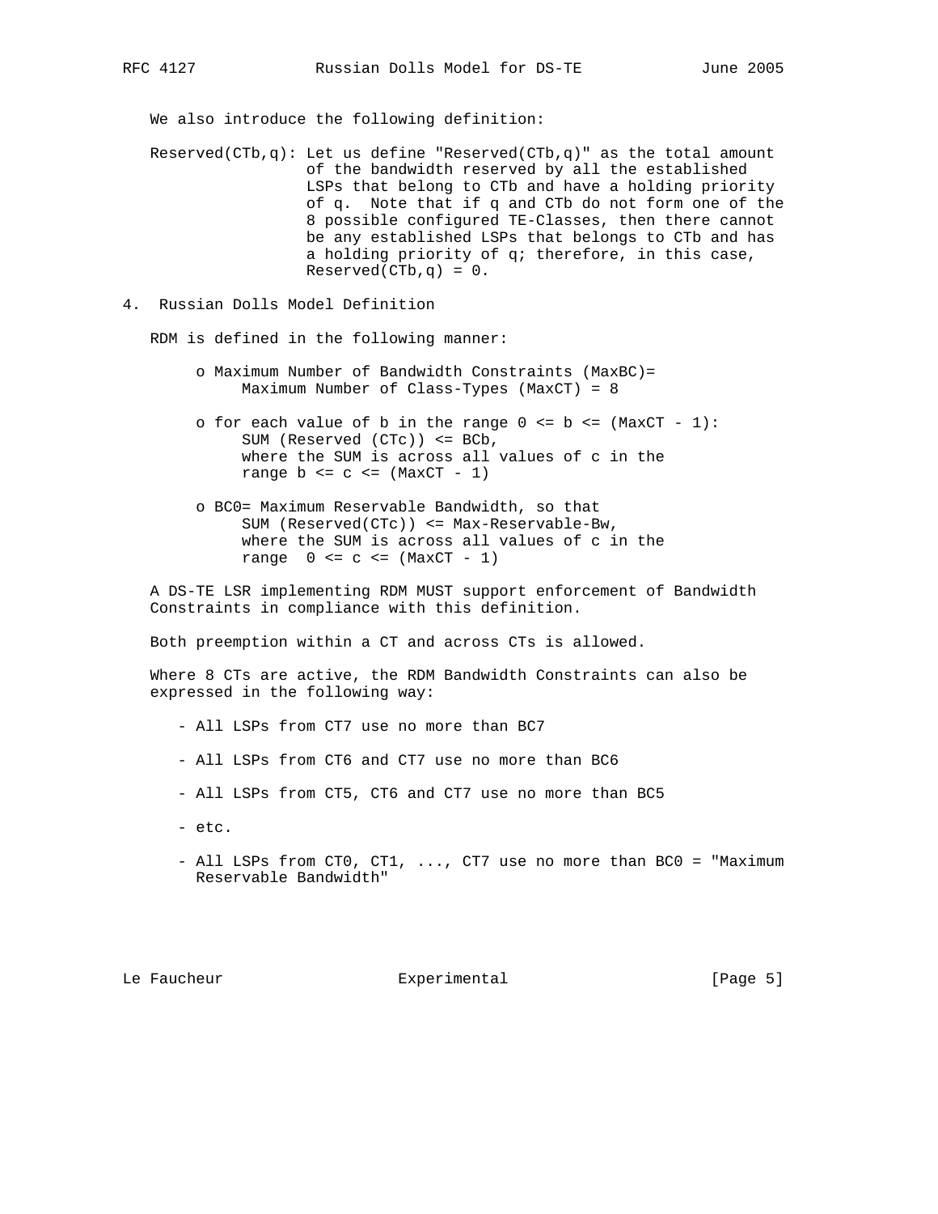We also introduce the following definition:

Reserved(CTb,q): Let us define "Reserved(CTb,q)" as the total amount of the bandwidth reserved by all the established LSPs that belong to CTb and have a holding priority of q. Note that if q and CTb do not form one of the 8 possible configured TE-Classes, then there cannot be any established LSPs that belongs to CTb and has a holding priority of q; therefore, in this case, Reserved(CTb,q) = 0.

## 4. Russian Dolls Model Definition

RDM is defined in the following manner:

- Maximum Number of Bandwidth Constraints (MaxBC)= Maximum Number of Class-Types (MaxCT) = 8

- for each value of b in the range 0 <= b <= (MaxCT - 1):
  SUM (Reserved (CTc)) <= BCb,
  where the SUM is across all values of c in the range b <= c <= (MaxCT - 1)

- BC0= Maximum Reservable Bandwidth, so that
  SUM (Reserved(CTc)) <= Max-Reservable-Bw,
  where the SUM is across all values of c in the range 0 <= c <= (MaxCT - 1)

A DS-TE LSR implementing RDM MUST support enforcement of Bandwidth Constraints in compliance with this definition.

Both preemption within a CT and across CTs is allowed.

Where 8 CTs are active, the RDM Bandwidth Constraints can also be expressed in the following way:

- All LSPs from CT7 use no more than BC7

- All LSPs from CT6 and CT7 use no more than BC6

- All LSPs from CT5, CT6 and CT7 use no more than BC5

- etc.

- All LSPs from CT0, CT1, ..., CT7 use no more than BC0 = "Maximum Reservable Bandwidth"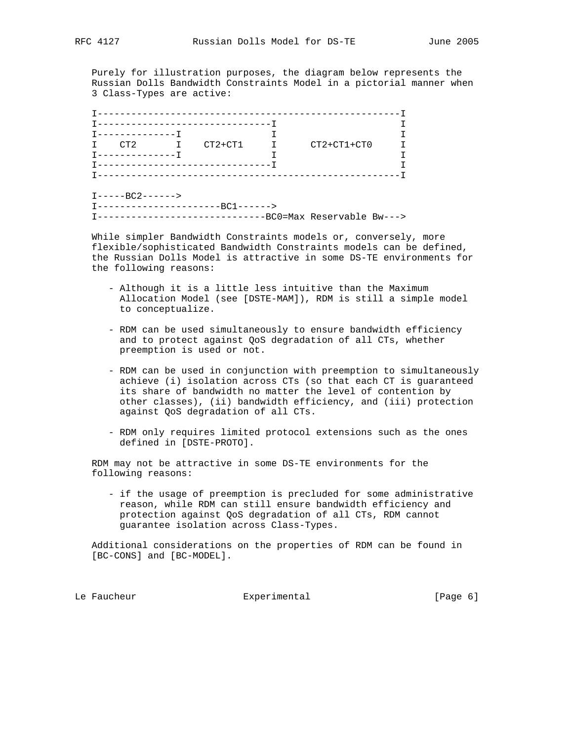Purely for illustration purposes, the diagram below represents the Russian Dolls Bandwidth Constraints Model in a pictorial manner when 3 Class-Types are active:

```
I------------------------------------------------------I
I-------------------------------I                      I
I--------------I                I                      I
I    CT2       I    CT2+CT1     I      CT2+CT1+CT0     I
I--------------I                I                      I
I-------------------------------I                      I
I------------------------------------------------------I

I-----BC2------>
I----------------------BC1------>
I------------------------------BC0=Max Reservable Bw--->
```

While simpler Bandwidth Constraints models or, conversely, more flexible/sophisticated Bandwidth Constraints models can be defined, the Russian Dolls Model is attractive in some DS-TE environments for the following reasons:

- Although it is a little less intuitive than the Maximum Allocation Model (see [DSTE-MAM]), RDM is still a simple model to conceptualize.

- RDM can be used simultaneously to ensure bandwidth efficiency and to protect against QoS degradation of all CTs, whether preemption is used or not.

- RDM can be used in conjunction with preemption to simultaneously achieve (i) isolation across CTs (so that each CT is guaranteed its share of bandwidth no matter the level of contention by other classes), (ii) bandwidth efficiency, and (iii) protection against QoS degradation of all CTs.

- RDM only requires limited protocol extensions such as the ones defined in [DSTE-PROTO].

RDM may not be attractive in some DS-TE environments for the following reasons:

- if the usage of preemption is precluded for some administrative reason, while RDM can still ensure bandwidth efficiency and protection against QoS degradation of all CTs, RDM cannot guarantee isolation across Class-Types.

Additional considerations on the properties of RDM can be found in [BC-CONS] and [BC-MODEL].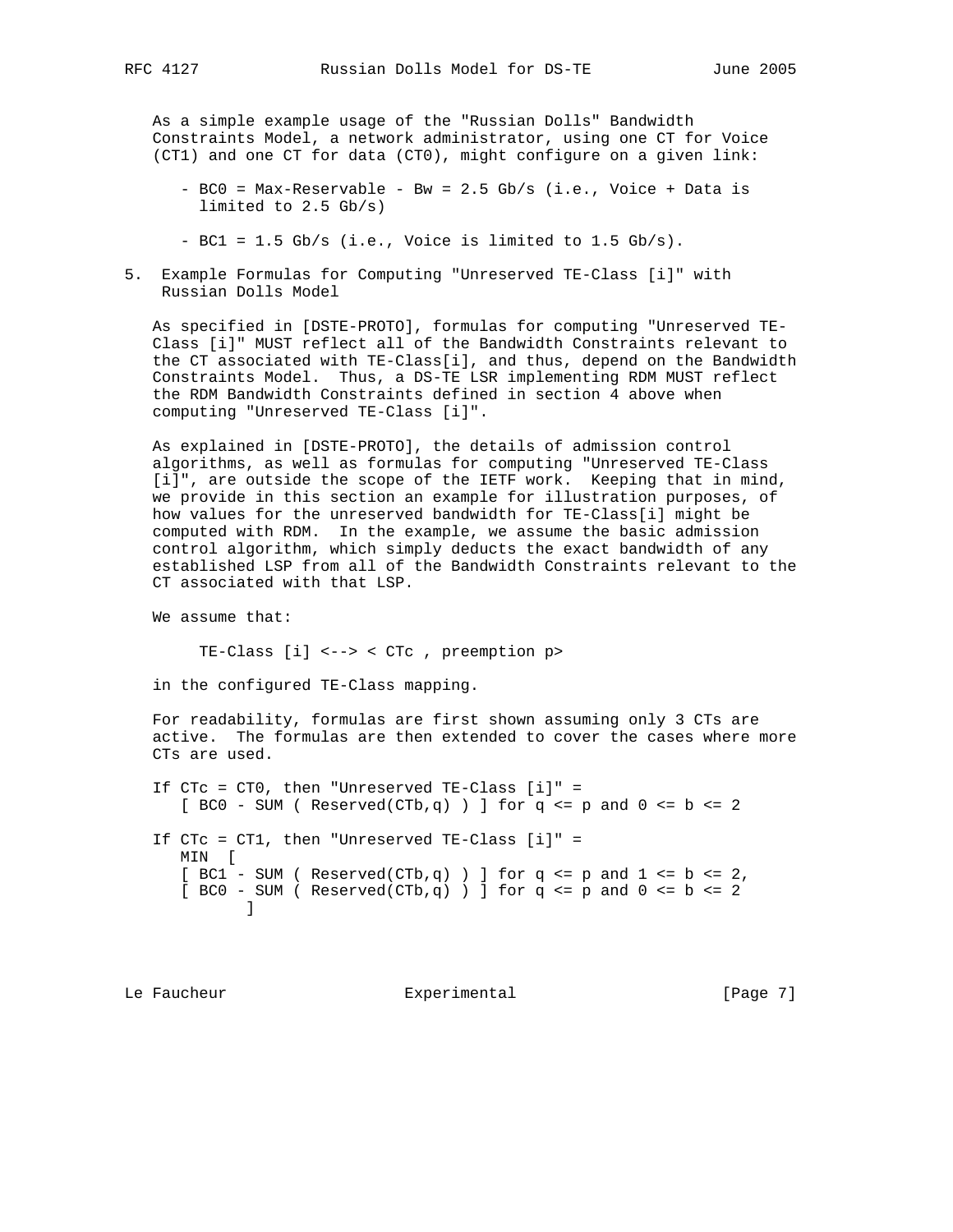As a simple example usage of the "Russian Dolls" Bandwidth Constraints Model, a network administrator, using one CT for Voice (CT1) and one CT for data (CT0), might configure on a given link:

- BC0 = Max-Reservable - Bw = 2.5 Gb/s (i.e., Voice + Data is limited to 2.5 Gb/s)
- BC1 = 1.5 Gb/s (i.e., Voice is limited to 1.5 Gb/s).

## 5. Example Formulas for Computing "Unreserved TE-Class [i]" with Russian Dolls Model

As specified in [DSTE-PROTO], formulas for computing "Unreserved TE-Class [i]" MUST reflect all of the Bandwidth Constraints relevant to the CT associated with TE-Class[i], and thus, depend on the Bandwidth Constraints Model. Thus, a DS-TE LSR implementing RDM MUST reflect the RDM Bandwidth Constraints defined in section 4 above when computing "Unreserved TE-Class [i]".

As explained in [DSTE-PROTO], the details of admission control algorithms, as well as formulas for computing "Unreserved TE-Class [i]", are outside the scope of the IETF work. Keeping that in mind, we provide in this section an example for illustration purposes, of how values for the unreserved bandwidth for TE-Class[i] might be computed with RDM. In the example, we assume the basic admission control algorithm, which simply deducts the exact bandwidth of any established LSP from all of the Bandwidth Constraints relevant to the CT associated with that LSP.

We assume that:

```
TE-Class [i] <--> < CTc , preemption p>
```

in the configured TE-Class mapping.

For readability, formulas are first shown assuming only 3 CTs are active. The formulas are then extended to cover the cases where more CTs are used.

```
If CTc = CT0, then "Unreserved TE-Class [i]" =
   [ BC0 - SUM ( Reserved(CTb,q) ) ] for q <= p and 0 <= b <= 2

If CTc = CT1, then "Unreserved TE-Class [i]" =
   MIN  [
   [ BC1 - SUM ( Reserved(CTb,q) ) ] for q <= p and 1 <= b <= 2,
   [ BC0 - SUM ( Reserved(CTb,q) ) ] for q <= p and 0 <= b <= 2
        ]
```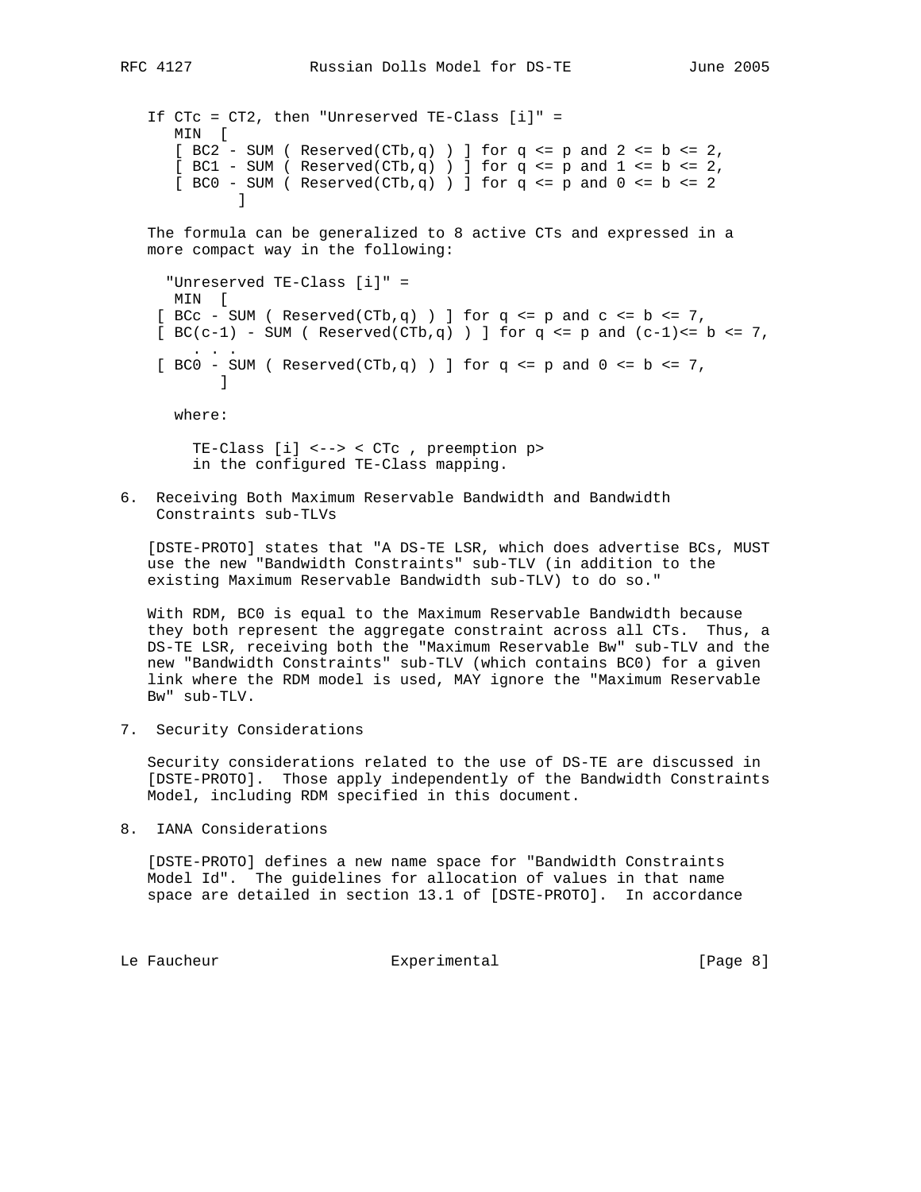If CTc = CT2, then "Unreserved TE-Class [i]" =

```
   MIN  [
   [ BC2 - SUM ( Reserved(CTb,q) ) ] for q <= p and 2 <= b <= 2,
   [ BC1 - SUM ( Reserved(CTb,q) ) ] for q <= p and 1 <= b <= 2,
   [ BC0 - SUM ( Reserved(CTb,q) ) ] for q <= p and 0 <= b <= 2
         ]
```

The formula can be generalized to 8 active CTs and expressed in a more compact way in the following:

```
  "Unreserved TE-Class [i]" =
   MIN  [
 [ BCc - SUM ( Reserved(CTb,q) ) ] for q <= p and c <= b <= 7,
 [ BC(c-1) - SUM ( Reserved(CTb,q) ) ] for q <= p and (c-1)<= b <= 7,
    . . .
 [ BC0 - SUM ( Reserved(CTb,q) ) ] for q <= p and 0 <= b <= 7,
       ]
```

where:

TE-Class [i] <--> < CTc , preemption p> in the configured TE-Class mapping.

## 6. Receiving Both Maximum Reservable Bandwidth and Bandwidth Constraints sub-TLVs

[DSTE-PROTO] states that "A DS-TE LSR, which does advertise BCs, MUST use the new "Bandwidth Constraints" sub-TLV (in addition to the existing Maximum Reservable Bandwidth sub-TLV) to do so."

With RDM, BC0 is equal to the Maximum Reservable Bandwidth because they both represent the aggregate constraint across all CTs. Thus, a DS-TE LSR, receiving both the "Maximum Reservable Bw" sub-TLV and the new "Bandwidth Constraints" sub-TLV (which contains BC0) for a given link where the RDM model is used, MAY ignore the "Maximum Reservable Bw" sub-TLV.

## 7. Security Considerations

Security considerations related to the use of DS-TE are discussed in [DSTE-PROTO]. Those apply independently of the Bandwidth Constraints Model, including RDM specified in this document.

## 8. IANA Considerations

[DSTE-PROTO] defines a new name space for "Bandwidth Constraints Model Id". The guidelines for allocation of values in that name space are detailed in section 13.1 of [DSTE-PROTO]. In accordance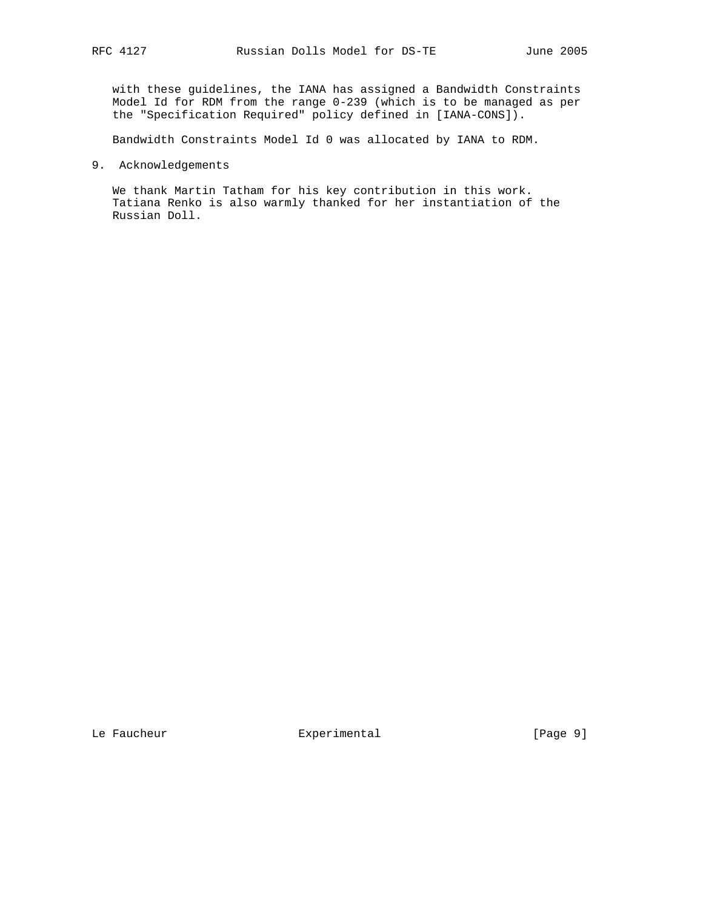with these guidelines, the IANA has assigned a Bandwidth Constraints Model Id for RDM from the range 0-239 (which is to be managed as per the "Specification Required" policy defined in [IANA-CONS]).

Bandwidth Constraints Model Id 0 was allocated by IANA to RDM.

## 9. Acknowledgements

We thank Martin Tatham for his key contribution in this work. Tatiana Renko is also warmly thanked for her instantiation of the Russian Doll.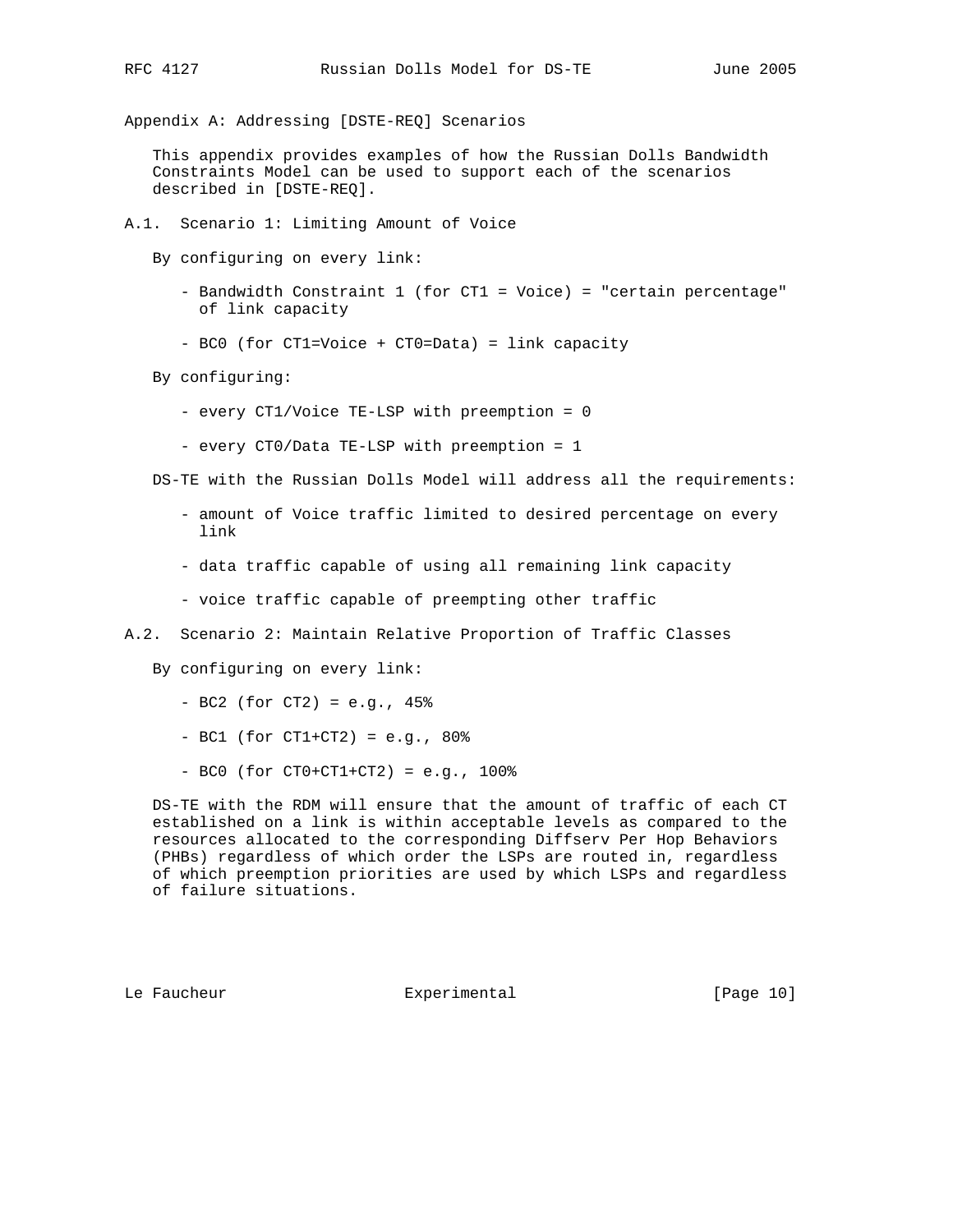## Appendix A: Addressing [DSTE-REQ] Scenarios

This appendix provides examples of how the Russian Dolls Bandwidth Constraints Model can be used to support each of the scenarios described in [DSTE-REQ].

### A.1. Scenario 1: Limiting Amount of Voice

By configuring on every link:

- Bandwidth Constraint 1 (for CT1 = Voice) = "certain percentage" of link capacity
- BC0 (for CT1=Voice + CT0=Data) = link capacity

By configuring:

- every CT1/Voice TE-LSP with preemption = 0
- every CT0/Data TE-LSP with preemption = 1

DS-TE with the Russian Dolls Model will address all the requirements:

- amount of Voice traffic limited to desired percentage on every link
- data traffic capable of using all remaining link capacity
- voice traffic capable of preempting other traffic

### A.2. Scenario 2: Maintain Relative Proportion of Traffic Classes

By configuring on every link:

- BC2 (for CT2) = e.g., 45%
- BC1 (for CT1+CT2) = e.g., 80%
- BC0 (for CT0+CT1+CT2) = e.g., 100%

DS-TE with the RDM will ensure that the amount of traffic of each CT established on a link is within acceptable levels as compared to the resources allocated to the corresponding Diffserv Per Hop Behaviors (PHBs) regardless of which order the LSPs are routed in, regardless of which preemption priorities are used by which LSPs and regardless of failure situations.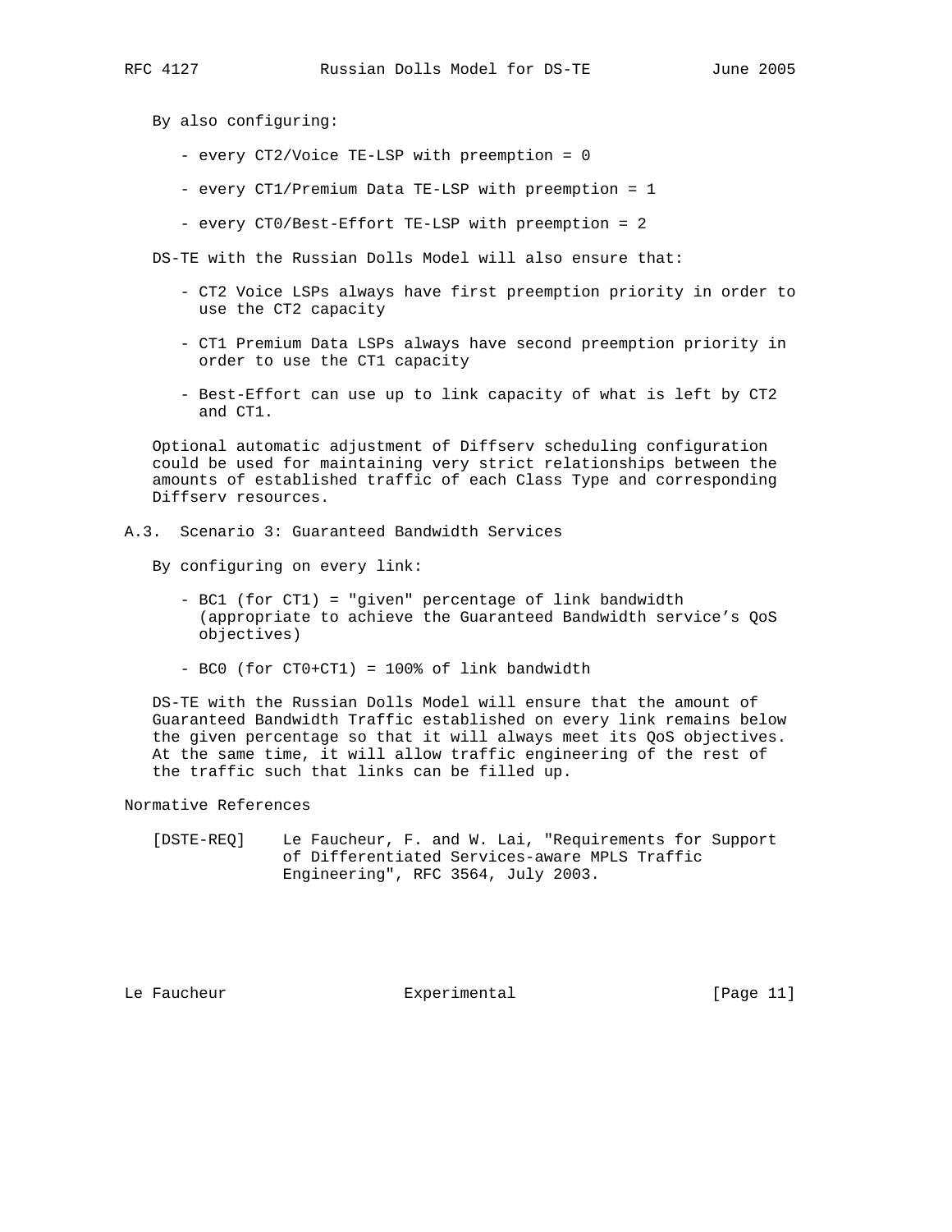By also configuring:

- every CT2/Voice TE-LSP with preemption = 0
- every CT1/Premium Data TE-LSP with preemption = 1
- every CT0/Best-Effort TE-LSP with preemption = 2

DS-TE with the Russian Dolls Model will also ensure that:

- CT2 Voice LSPs always have first preemption priority in order to use the CT2 capacity
- CT1 Premium Data LSPs always have second preemption priority in order to use the CT1 capacity
- Best-Effort can use up to link capacity of what is left by CT2 and CT1.

Optional automatic adjustment of Diffserv scheduling configuration could be used for maintaining very strict relationships between the amounts of established traffic of each Class Type and corresponding Diffserv resources.

## A.3. Scenario 3: Guaranteed Bandwidth Services

By configuring on every link:

- BC1 (for CT1) = "given" percentage of link bandwidth (appropriate to achieve the Guaranteed Bandwidth service's QoS objectives)
- BC0 (for CT0+CT1) = 100% of link bandwidth

DS-TE with the Russian Dolls Model will ensure that the amount of Guaranteed Bandwidth Traffic established on every link remains below the given percentage so that it will always meet its QoS objectives. At the same time, it will allow traffic engineering of the rest of the traffic such that links can be filled up.

# Normative References

[DSTE-REQ] Le Faucheur, F. and W. Lai, "Requirements for Support of Differentiated Services-aware MPLS Traffic Engineering", RFC 3564, July 2003.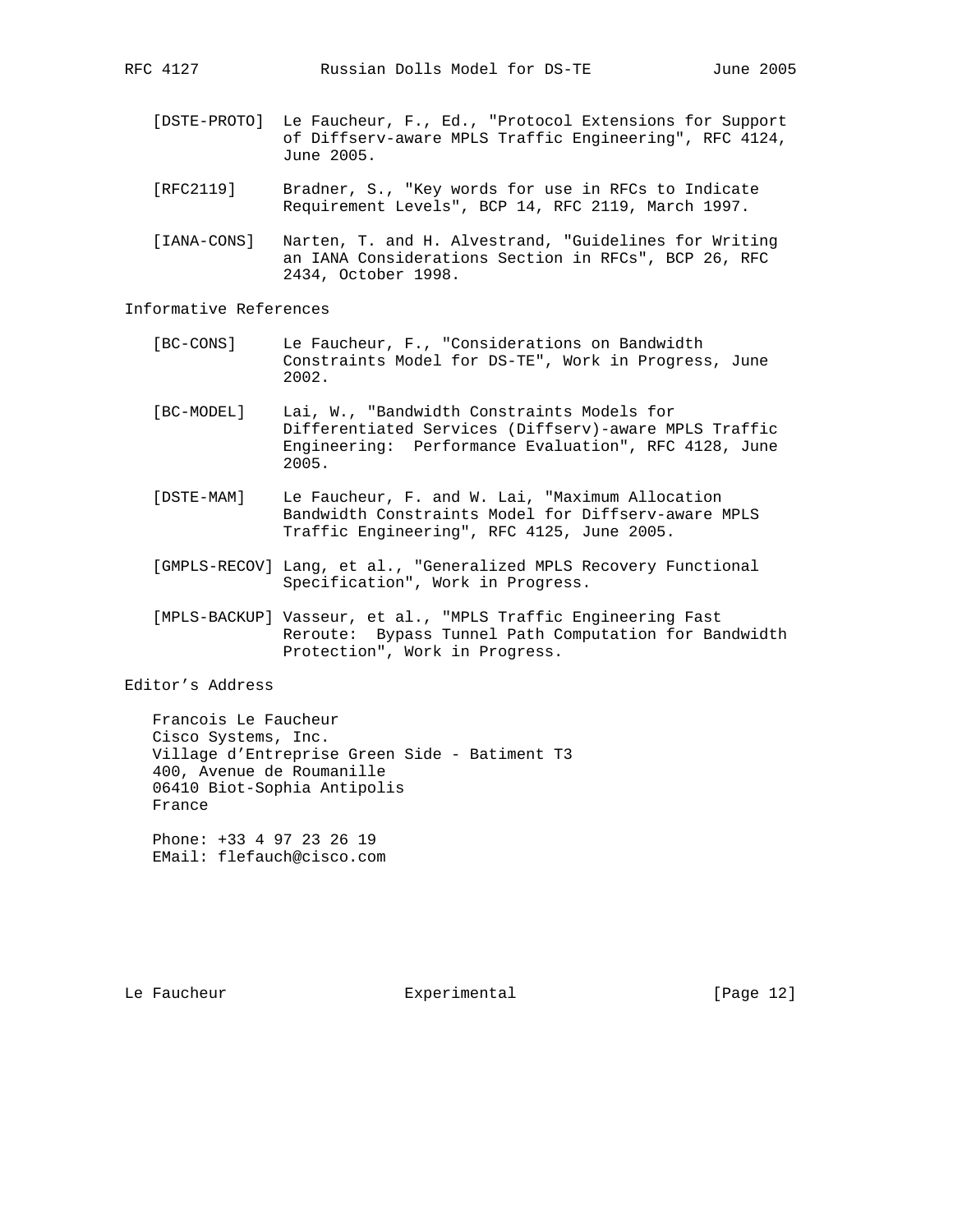[DSTE-PROTO] Le Faucheur, F., Ed., "Protocol Extensions for Support of Diffserv-aware MPLS Traffic Engineering", RFC 4124, June 2005.

[RFC2119] Bradner, S., "Key words for use in RFCs to Indicate Requirement Levels", BCP 14, RFC 2119, March 1997.

[IANA-CONS] Narten, T. and H. Alvestrand, "Guidelines for Writing an IANA Considerations Section in RFCs", BCP 26, RFC 2434, October 1998.

## Informative References

[BC-CONS] Le Faucheur, F., "Considerations on Bandwidth Constraints Model for DS-TE", Work in Progress, June 2002.

[BC-MODEL] Lai, W., "Bandwidth Constraints Models for Differentiated Services (Diffserv)-aware MPLS Traffic Engineering: Performance Evaluation", RFC 4128, June 2005.

[DSTE-MAM] Le Faucheur, F. and W. Lai, "Maximum Allocation Bandwidth Constraints Model for Diffserv-aware MPLS Traffic Engineering", RFC 4125, June 2005.

[GMPLS-RECOV] Lang, et al., "Generalized MPLS Recovery Functional Specification", Work in Progress.

[MPLS-BACKUP] Vasseur, et al., "MPLS Traffic Engineering Fast Reroute: Bypass Tunnel Path Computation for Bandwidth Protection", Work in Progress.

## Editor's Address

Francois Le Faucheur
Cisco Systems, Inc.
Village d'Entreprise Green Side - Batiment T3
400, Avenue de Roumanille
06410 Biot-Sophia Antipolis
France

Phone: +33 4 97 23 26 19
EMail: flefauch@cisco.com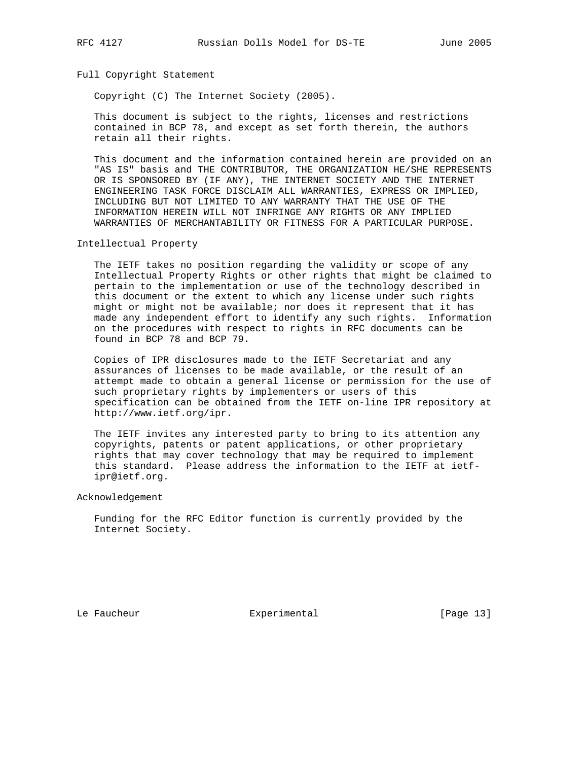## Full Copyright Statement

Copyright (C) The Internet Society (2005).

This document is subject to the rights, licenses and restrictions contained in BCP 78, and except as set forth therein, the authors retain all their rights.

This document and the information contained herein are provided on an "AS IS" basis and THE CONTRIBUTOR, THE ORGANIZATION HE/SHE REPRESENTS OR IS SPONSORED BY (IF ANY), THE INTERNET SOCIETY AND THE INTERNET ENGINEERING TASK FORCE DISCLAIM ALL WARRANTIES, EXPRESS OR IMPLIED, INCLUDING BUT NOT LIMITED TO ANY WARRANTY THAT THE USE OF THE INFORMATION HEREIN WILL NOT INFRINGE ANY RIGHTS OR ANY IMPLIED WARRANTIES OF MERCHANTABILITY OR FITNESS FOR A PARTICULAR PURPOSE.

## Intellectual Property

The IETF takes no position regarding the validity or scope of any Intellectual Property Rights or other rights that might be claimed to pertain to the implementation or use of the technology described in this document or the extent to which any license under such rights might or might not be available; nor does it represent that it has made any independent effort to identify any such rights. Information on the procedures with respect to rights in RFC documents can be found in BCP 78 and BCP 79.

Copies of IPR disclosures made to the IETF Secretariat and any assurances of licenses to be made available, or the result of an attempt made to obtain a general license or permission for the use of such proprietary rights by implementers or users of this specification can be obtained from the IETF on-line IPR repository at http://www.ietf.org/ipr.

The IETF invites any interested party to bring to its attention any copyrights, patents or patent applications, or other proprietary rights that may cover technology that may be required to implement this standard. Please address the information to the IETF at ietf-ipr@ietf.org.

## Acknowledgement

Funding for the RFC Editor function is currently provided by the Internet Society.